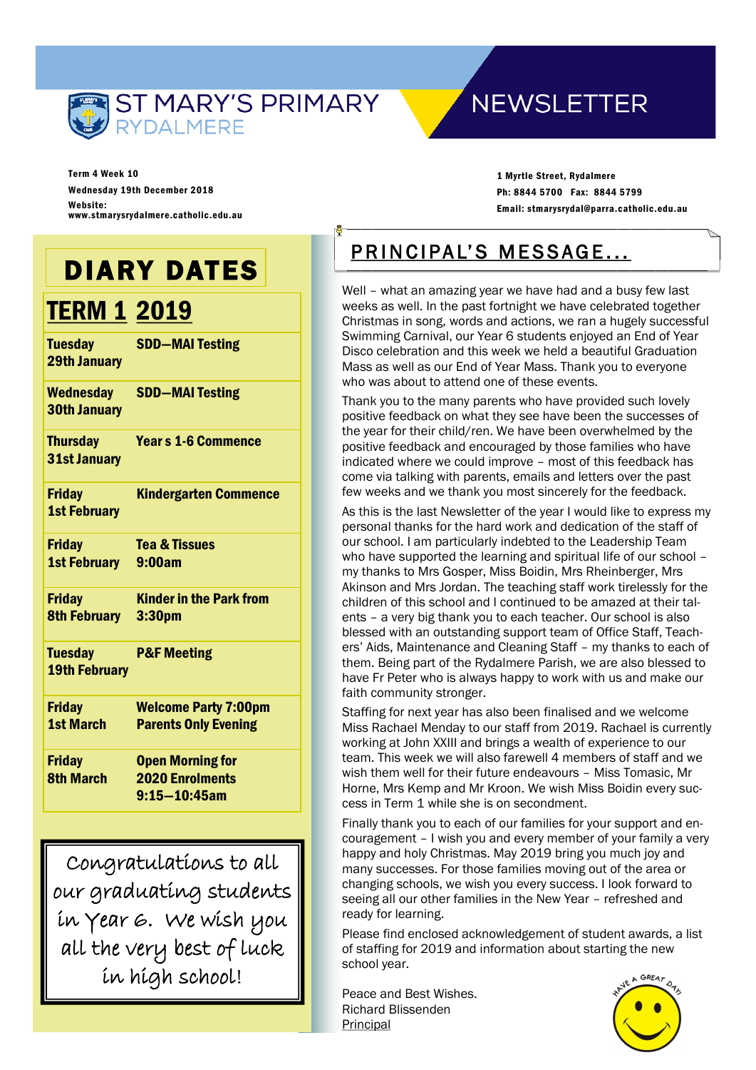# ST MARY'S PRIMARY RYDALMERE NEWSLETTER

Term 4 Week 10
Wednesday 19th December 2018
Website: www.stmarysrydalmere.catholic.edu.au

1 Myrtle Street, Rydalmere
Ph: 8844 5700 Fax: 8844 5799
Email: stmarysrydal@parra.catholic.edu.au

## DIARY DATES

### TERM 1 2019

| | |
|---|---|
| **Tuesday 29th January** | **SDD—MAI Testing** |
| **Wednesday 30th January** | **SDD—MAI Testing** |
| **Thursday 31st January** | **Year s 1-6 Commence** |
| **Friday 1st February** | **Kindergarten Commence** |
| **Friday 1st February** | **Tea & Tissues 9:00am** |
| **Friday 8th February** | **Kinder in the Park from 3:30pm** |
| **Tuesday 19th February** | **P&F Meeting** |
| **Friday 1st March** | **Welcome Party 7:00pm Parents Only Evening** |
| **Friday 8th March** | **Open Morning for 2020 Enrolments 9:15—10:45am** |

Congratulations to all our graduating students in Year 6. We wish you all the very best of luck in high school!

## PRINCIPAL'S MESSAGE...

Well – what an amazing year we have had and a busy few last weeks as well. In the past fortnight we have celebrated together Christmas in song, words and actions, we ran a hugely successful Swimming Carnival, our Year 6 students enjoyed an End of Year Disco celebration and this week we held a beautiful Graduation Mass as well as our End of Year Mass. Thank you to everyone who was about to attend one of these events.

Thank you to the many parents who have provided such lovely positive feedback on what they see have been the successes of the year for their child/ren. We have been overwhelmed by the positive feedback and encouraged by those families who have indicated where we could improve – most of this feedback has come via talking with parents, emails and letters over the past few weeks and we thank you most sincerely for the feedback.

As this is the last Newsletter of the year I would like to express my personal thanks for the hard work and dedication of the staff of our school. I am particularly indebted to the Leadership Team who have supported the learning and spiritual life of our school – my thanks to Mrs Gosper, Miss Boidin, Mrs Rheinberger, Mrs Akinson and Mrs Jordan. The teaching staff work tirelessly for the children of this school and I continued to be amazed at their talents – a very big thank you to each teacher. Our school is also blessed with an outstanding support team of Office Staff, Teachers' Aids, Maintenance and Cleaning Staff – my thanks to each of them. Being part of the Rydalmere Parish, we are also blessed to have Fr Peter who is always happy to work with us and make our faith community stronger.

Staffing for next year has also been finalised and we welcome Miss Rachael Menday to our staff from 2019. Rachael is currently working at John XXIII and brings a wealth of experience to our team. This week we will also farewell 4 members of staff and we wish them well for their future endeavours – Miss Tomasic, Mr Horne, Mrs Kemp and Mr Kroon. We wish Miss Boidin every success in Term 1 while she is on secondment.

Finally thank you to each of our families for your support and encouragement – I wish you and every member of your family a very happy and holy Christmas. May 2019 bring you much joy and many successes. For those families moving out of the area or changing schools, we wish you every success. I look forward to seeing all our other families in the New Year – refreshed and ready for learning.

Please find enclosed acknowledgement of student awards, a list of staffing for 2019 and information about starting the new school year.

Peace and Best Wishes.
Richard Blissenden
Principal

HAVE A GREAT DAY!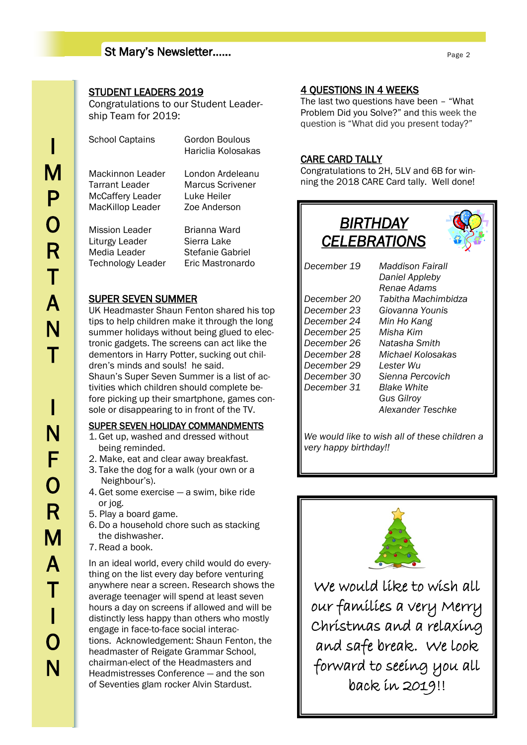IMPORTANT INFORMATION

## STUDENT LEADERS 2019

Congratulations to our Student Leadership Team for 2019:

| | |
|---|---|
| School Captains | Gordon Boulous |
| | Hariclia Kolosakas |
| Mackinnon Leader | London Ardeleanu |
| Tarrant Leader | Marcus Scrivener |
| McCaffery Leader | Luke Heiler |
| MacKillop Leader | Zoe Anderson |
| Mission Leader | Brianna Ward |
| Liturgy Leader | Sierra Lake |
| Media Leader | Stefanie Gabriel |
| Technology Leader | Eric Mastronardo |

## SUPER SEVEN SUMMER

UK Headmaster Shaun Fenton shared his top tips to help children make it through the long summer holidays without being glued to electronic gadgets. The screens can act like the dementors in Harry Potter, sucking out children's minds and souls! he said.

Shaun's Super Seven Summer is a list of activities which children should complete before picking up their smartphone, games console or disappearing to in front of the TV.

### SUPER SEVEN HOLIDAY COMMANDMENTS

1. Get up, washed and dressed without being reminded.
2. Make, eat and clear away breakfast.
3. Take the dog for a walk (your own or a Neighbour's).
4. Get some exercise — a swim, bike ride or jog.
5. Play a board game.
6. Do a household chore such as stacking the dishwasher.
7. Read a book.

In an ideal world, every child would do everything on the list every day before venturing anywhere near a screen. Research shows the average teenager will spend at least seven hours a day on screens if allowed and will be distinctly less happy than others who mostly engage in face-to-face social interactions. Acknowledgement: Shaun Fenton, the headmaster of Reigate Grammar School, chairman-elect of the Headmasters and Headmistresses Conference — and the son of Seventies glam rocker Alvin Stardust.

## 4 QUESTIONS IN 4 WEEKS

The last two questions have been – "What Problem Did you Solve?" and this week the question is "What did you present today?"

## CARE CARD TALLY

Congratulations to 2H, 5LV and 6B for winning the 2018 CARE Card tally. Well done!

## *BIRTHDAY CELEBRATIONS*

| | |
|---|---|
| *December 19* | *Maddison Fairall* |
| | *Daniel Appleby* |
| | *Renae Adams* |
| *December 20* | *Tabitha Machimbidza* |
| *December 23* | *Giovanna Younis* |
| *December 24* | *Min Ho Kang* |
| *December 25* | *Misha Kim* |
| *December 26* | *Natasha Smith* |
| *December 28* | *Michael Kolosakas* |
| *December 29* | *Lester Wu* |
| *December 30* | *Sienna Percovich* |
| *December 31* | *Blake White* |
| | *Gus Gilroy* |
| | *Alexander Teschke* |

*We would like to wish all of these children a very happy birthday!!*

We would like to wish all our families a very Merry Christmas and a relaxing and safe break. We look forward to seeing you all back in 2019!!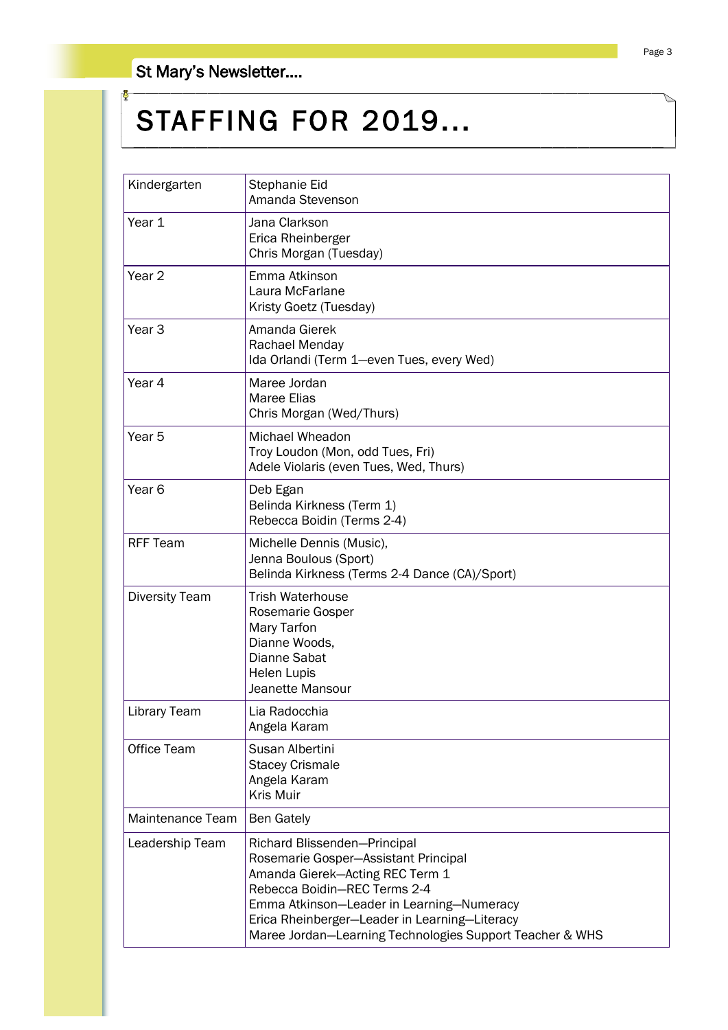# STAFFING FOR 2019…

| | |
|---|---|
| Kindergarten | Stephanie Eid<br>Amanda Stevenson |
| Year 1 | Jana Clarkson<br>Erica Rheinberger<br>Chris Morgan (Tuesday) |
| Year 2 | Emma Atkinson<br>Laura McFarlane<br>Kristy Goetz (Tuesday) |
| Year 3 | Amanda Gierek<br>Rachael Menday<br>Ida Orlandi (Term 1—even Tues, every Wed) |
| Year 4 | Maree Jordan<br>Maree Elias<br>Chris Morgan (Wed/Thurs) |
| Year 5 | Michael Wheadon<br>Troy Loudon (Mon, odd Tues, Fri)<br>Adele Violaris (even Tues, Wed, Thurs) |
| Year 6 | Deb Egan<br>Belinda Kirkness (Term 1)<br>Rebecca Boidin (Terms 2-4) |
| RFF Team | Michelle Dennis (Music),<br>Jenna Boulous (Sport)<br>Belinda Kirkness (Terms 2-4 Dance (CA)/Sport) |
| Diversity Team | Trish Waterhouse<br>Rosemarie Gosper<br>Mary Tarfon<br>Dianne Woods,<br>Dianne Sabat<br>Helen Lupis<br>Jeanette Mansour |
| Library Team | Lia Radocchia<br>Angela Karam |
| Office Team | Susan Albertini<br>Stacey Crismale<br>Angela Karam<br>Kris Muir |
| Maintenance Team | Ben Gately |
| Leadership Team | Richard Blissenden—Principal<br>Rosemarie Gosper—Assistant Principal<br>Amanda Gierek—Acting REC Term 1<br>Rebecca Boidin—REC Terms 2-4<br>Emma Atkinson—Leader in Learning—Numeracy<br>Erica Rheinberger—Leader in Learning—Literacy<br>Maree Jordan—Learning Technologies Support Teacher & WHS |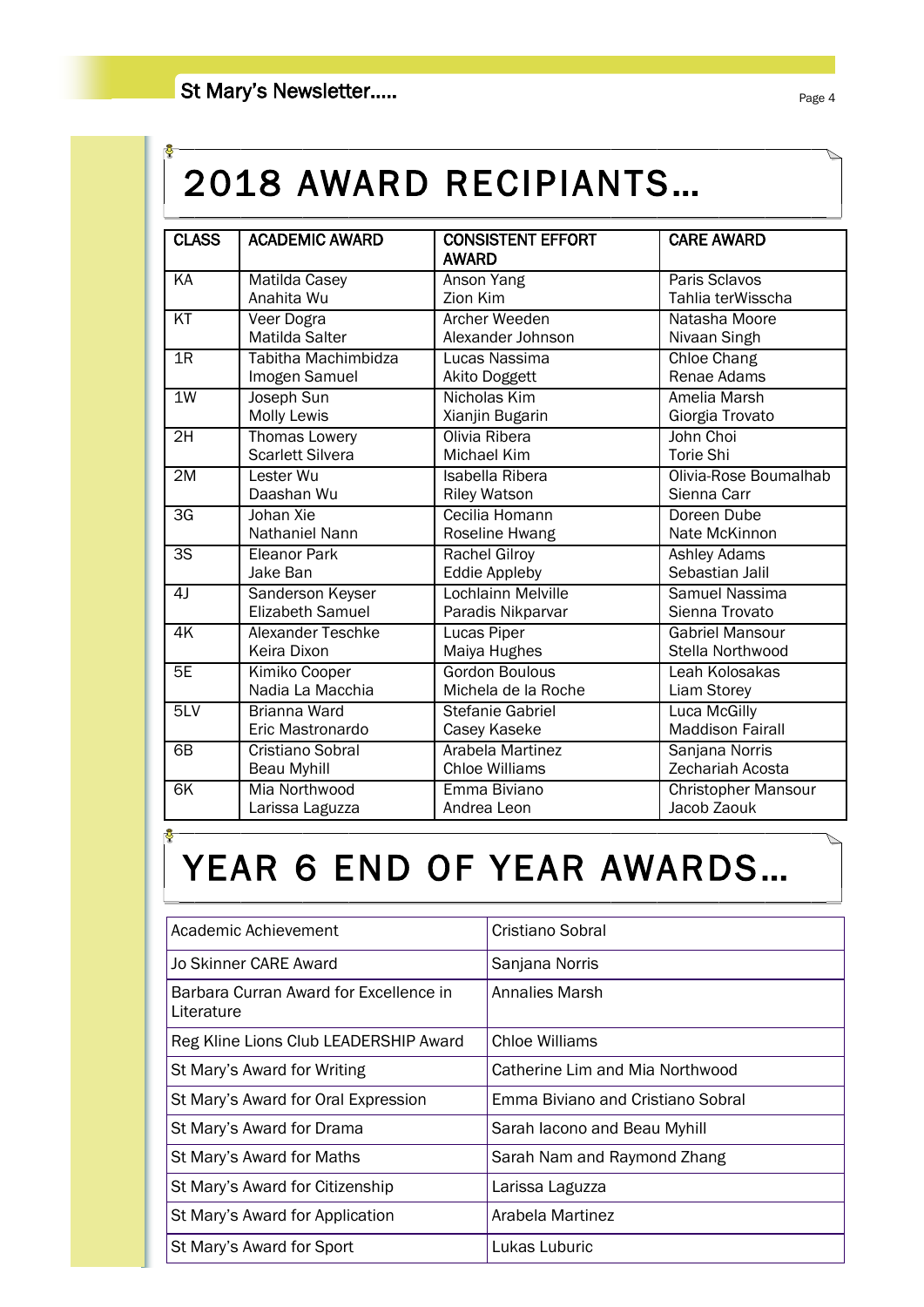# 2018 AWARD RECIPIANTS…

| CLASS | ACADEMIC AWARD | CONSISTENT EFFORT AWARD | CARE AWARD |
|---|---|---|---|
| KA | Matilda Casey<br>Anahita Wu | Anson Yang<br>Zion Kim | Paris Sclavos<br>Tahlia terWisscha |
| KT | Veer Dogra<br>Matilda Salter | Archer Weeden<br>Alexander Johnson | Natasha Moore<br>Nivaan Singh |
| 1R | Tabitha Machimbidza<br>Imogen Samuel | Lucas Nassima<br>Akito Doggett | Chloe Chang<br>Renae Adams |
| 1W | Joseph Sun<br>Molly Lewis | Nicholas Kim<br>Xianjin Bugarin | Amelia Marsh<br>Giorgia Trovato |
| 2H | Thomas Lowery<br>Scarlett Silvera | Olivia Ribera<br>Michael Kim | John Choi<br>Torie Shi |
| 2M | Lester Wu<br>Daashan Wu | Isabella Ribera<br>Riley Watson | Olivia-Rose Boumalhab<br>Sienna Carr |
| 3G | Johan Xie<br>Nathaniel Nann | Cecilia Homann<br>Roseline Hwang | Doreen Dube<br>Nate McKinnon |
| 3S | Eleanor Park<br>Jake Ban | Rachel Gilroy<br>Eddie Appleby | Ashley Adams<br>Sebastian Jalil |
| 4J | Sanderson Keyser<br>Elizabeth Samuel | Lochlainn Melville<br>Paradis Nikparvar | Samuel Nassima<br>Sienna Trovato |
| 4K | Alexander Teschke<br>Keira Dixon | Lucas Piper<br>Maiya Hughes | Gabriel Mansour<br>Stella Northwood |
| 5E | Kimiko Cooper<br>Nadia La Macchia | Gordon Boulous<br>Michela de la Roche | Leah Kolosakas<br>Liam Storey |
| 5LV | Brianna Ward<br>Eric Mastronardo | Stefanie Gabriel<br>Casey Kaseke | Luca McGilly<br>Maddison Fairall |
| 6B | Cristiano Sobral<br>Beau Myhill | Arabela Martinez<br>Chloe Williams | Sanjana Norris<br>Zechariah Acosta |
| 6K | Mia Northwood<br>Larissa Laguzza | Emma Biviano<br>Andrea Leon | Christopher Mansour<br>Jacob Zaouk |

# YEAR 6 END OF YEAR AWARDS…

| | |
|---|---|
| Academic Achievement | Cristiano Sobral |
| Jo Skinner CARE Award | Sanjana Norris |
| Barbara Curran Award for Excellence in Literature | Annalies Marsh |
| Reg Kline Lions Club LEADERSHIP Award | Chloe Williams |
| St Mary's Award for Writing | Catherine Lim and Mia Northwood |
| St Mary's Award for Oral Expression | Emma Biviano and Cristiano Sobral |
| St Mary's Award for Drama | Sarah Iacono and Beau Myhill |
| St Mary's Award for Maths | Sarah Nam and Raymond Zhang |
| St Mary's Award for Citizenship | Larissa Laguzza |
| St Mary's Award for Application | Arabela Martinez |
| St Mary's Award for Sport | Lukas Luburic |